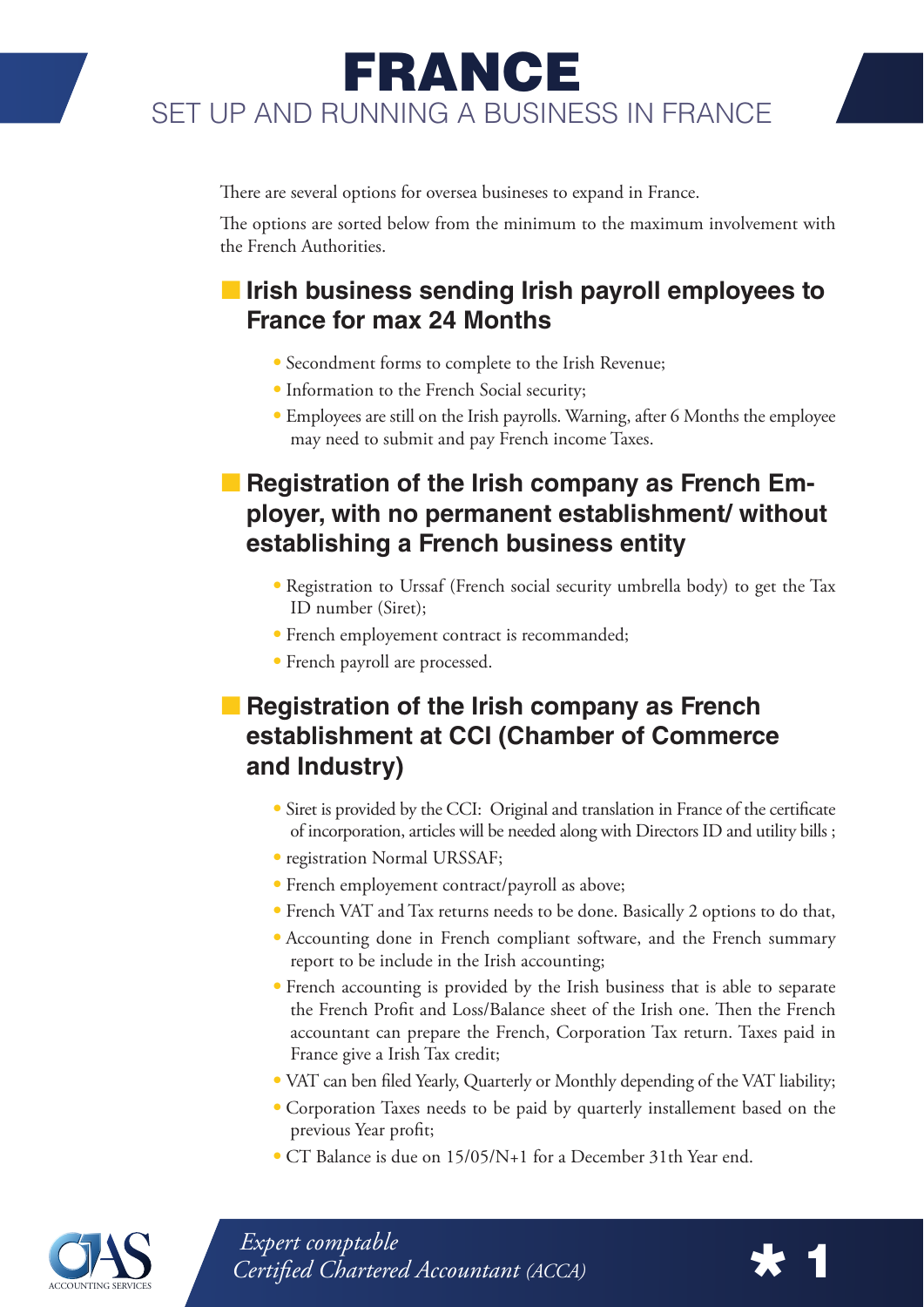# FRANCE

## SET UP AND RUNNING A BUSINESS IN FRANCE

There are several options for oversea busineses to expand in France.

The options are sorted below from the minimum to the maximum involvement with the French Authorities.

### Irish business sending Irish payroll employees to France for max 24 Months

- Secondment forms to complete to the Irish Revenue;
- Information to the French Social security;
- Employees are still on the Irish payrolls. Warning, after 6 Months the employee may need to submit and pay French income Taxes.

### Registration of the Irish company as French Employer, with no permanent establishment/ without establishing a French business entity

- Registration to Urssaf (French social security umbrella body) to get the Tax ID number (Siret);
- French employement contract is recommanded;
- French payroll are processed.

### Registration of the Irish company as French establishment at CCI (Chamber of Commerce and Industry)

- Siret is provided by the CCI: Original and translation in France of the certificate of incorporation, articles will be needed along with Directors ID and utility bills ;
- registration Normal URSSAF;
- French employement contract/payroll as above;
- French VAT and Tax returns needs to be done. Basically 2 options to do that,
- Accounting done in French compliant software, and the French summary report to be include in the Irish accounting;
- French accounting is provided by the Irish business that is able to separate the French Profit and Loss/Balance sheet of the Irish one. Then the French accountant can prepare the French, Corporation Tax return. Taxes paid in France give a Irish Tax credit;
- VAT can ben filed Yearly, Quarterly or Monthly depending of the VAT liability;
- Corporation Taxes needs to be paid by quarterly installement based on the previous Year profit;
- CT Balance is due on 15/05/N+1 for a December 31th Year end.

*Expert comptable*
*Certified Chartered Accountant (ACCA)*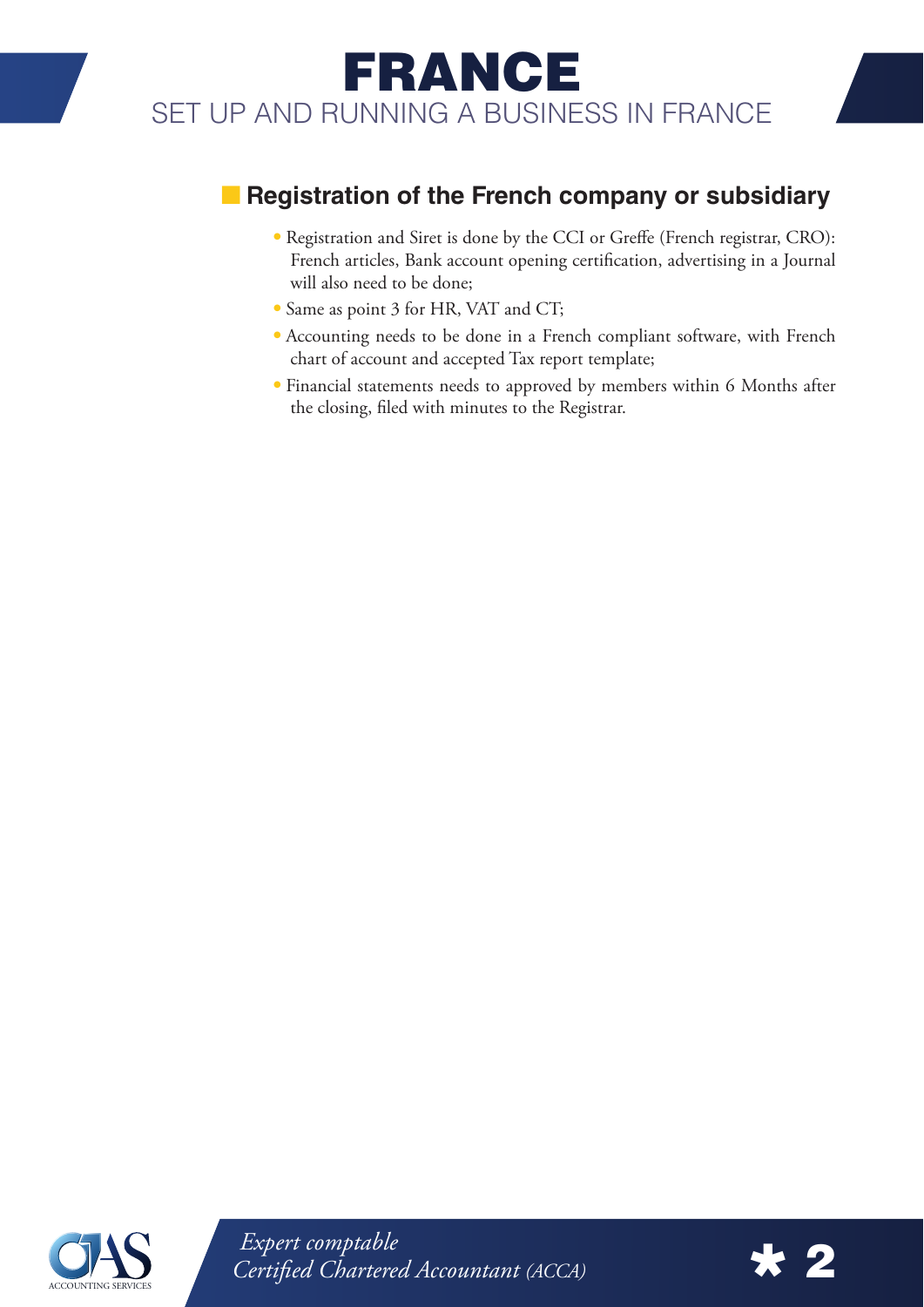# FRANCE

SET UP AND RUNNING A BUSINESS IN FRANCE

## Registration of the French company or subsidiary

- Registration and Siret is done by the CCI or Greffe (French registrar, CRO): French articles, Bank account opening certification, advertising in a Journal will also need to be done;
- Same as point 3 for HR, VAT and CT;
- Accounting needs to be done in a French compliant software, with French chart of account and accepted Tax report template;
- Financial statements needs to approved by members within 6 Months after the closing, filed with minutes to the Registrar.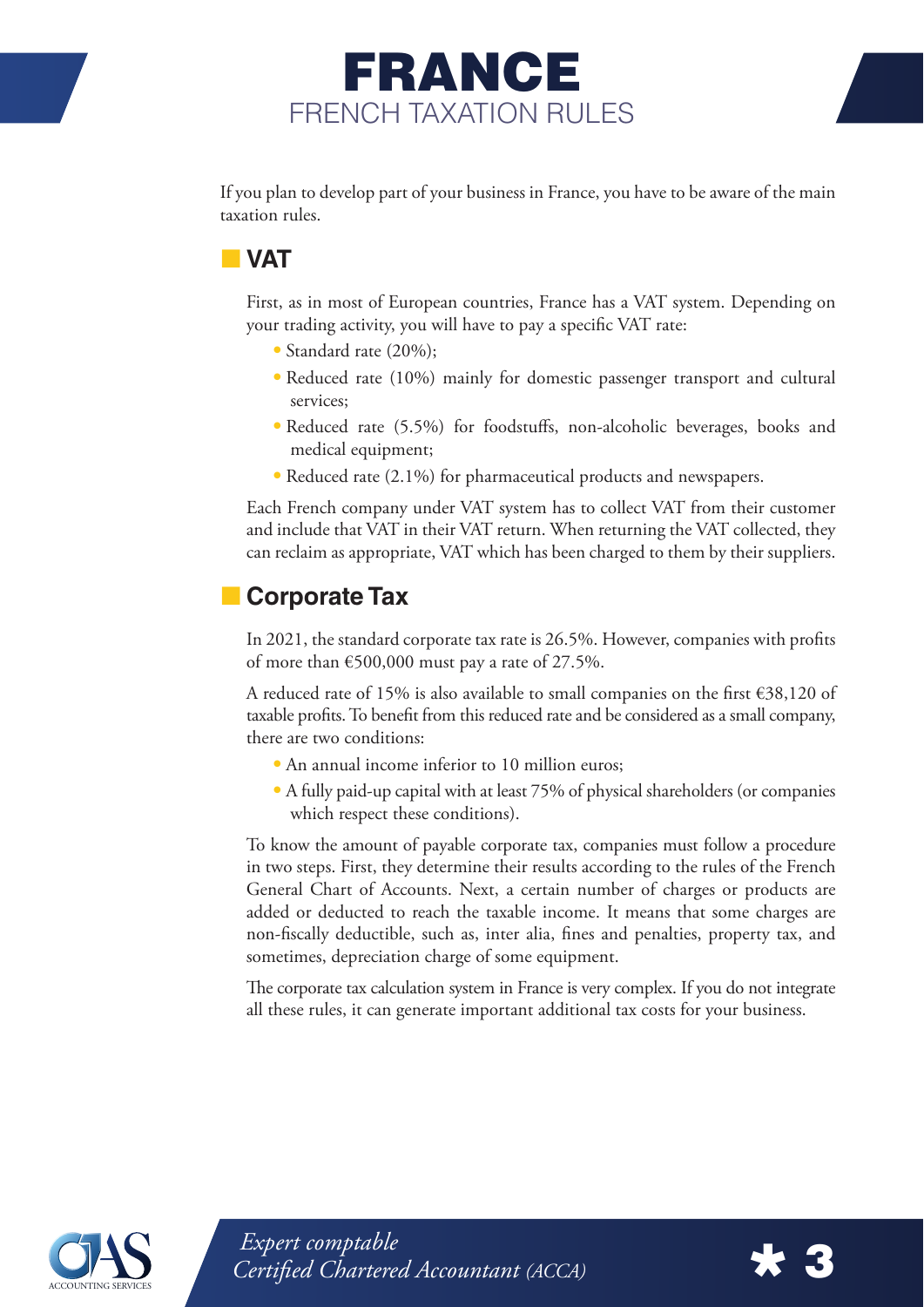# FRANCE

## FRENCH TAXATION RULES

If you plan to develop part of your business in France, you have to be aware of the main taxation rules.

## VAT

First, as in most of European countries, France has a VAT system. Depending on your trading activity, you will have to pay a specific VAT rate:

- Standard rate (20%);
- Reduced rate (10%) mainly for domestic passenger transport and cultural services;
- Reduced rate (5.5%) for foodstuffs, non-alcoholic beverages, books and medical equipment;
- Reduced rate (2.1%) for pharmaceutical products and newspapers.

Each French company under VAT system has to collect VAT from their customer and include that VAT in their VAT return. When returning the VAT collected, they can reclaim as appropriate, VAT which has been charged to them by their suppliers.

## Corporate Tax

In 2021, the standard corporate tax rate is 26.5%. However, companies with profits of more than €500,000 must pay a rate of 27.5%.

A reduced rate of 15% is also available to small companies on the first €38,120 of taxable profits. To benefit from this reduced rate and be considered as a small company, there are two conditions:

- An annual income inferior to 10 million euros;
- A fully paid-up capital with at least 75% of physical shareholders (or companies which respect these conditions).

To know the amount of payable corporate tax, companies must follow a procedure in two steps. First, they determine their results according to the rules of the French General Chart of Accounts. Next, a certain number of charges or products are added or deducted to reach the taxable income. It means that some charges are non-fiscally deductible, such as, inter alia, fines and penalties, property tax, and sometimes, depreciation charge of some equipment.

The corporate tax calculation system in France is very complex. If you do not integrate all these rules, it can generate important additional tax costs for your business.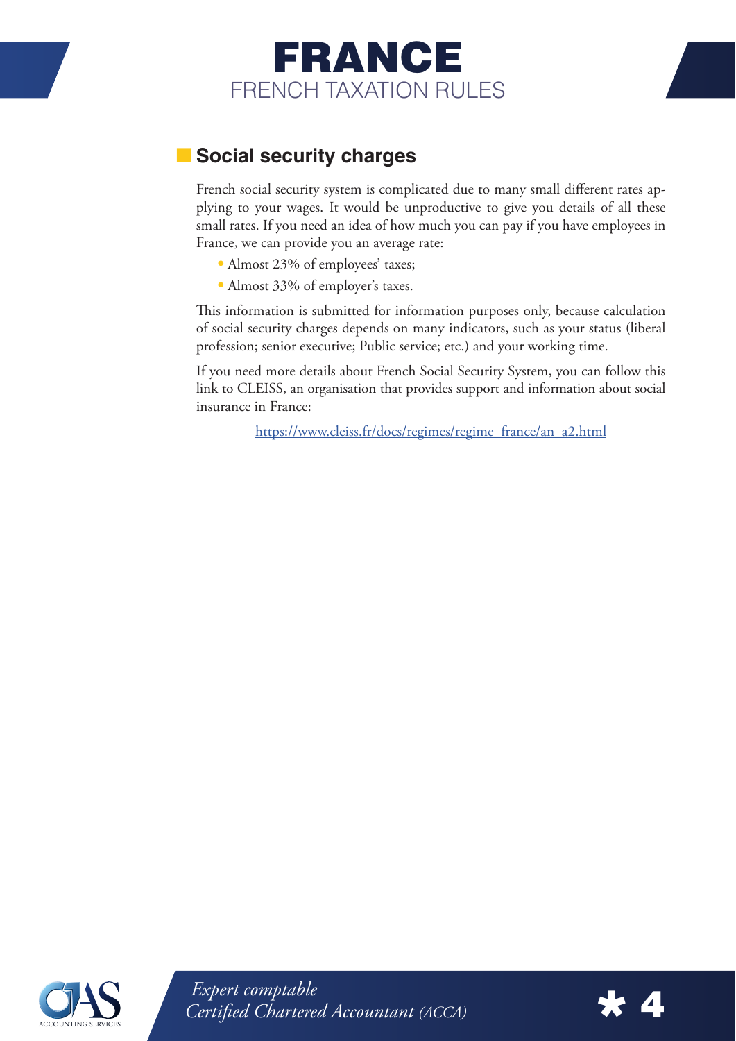## Social security charges

French social security system is complicated due to many small different rates applying to your wages. It would be unproductive to give you details of all these small rates. If you need an idea of how much you can pay if you have employees in France, we can provide you an average rate:

- Almost 23% of employees' taxes;
- Almost 33% of employer's taxes.

This information is submitted for information purposes only, because calculation of social security charges depends on many indicators, such as your status (liberal profession; senior executive; Public service; etc.) and your working time.

If you need more details about French Social Security System, you can follow this link to CLEISS, an organisation that provides support and information about social insurance in France:

https://www.cleiss.fr/docs/regimes/regime_france/an_a2.html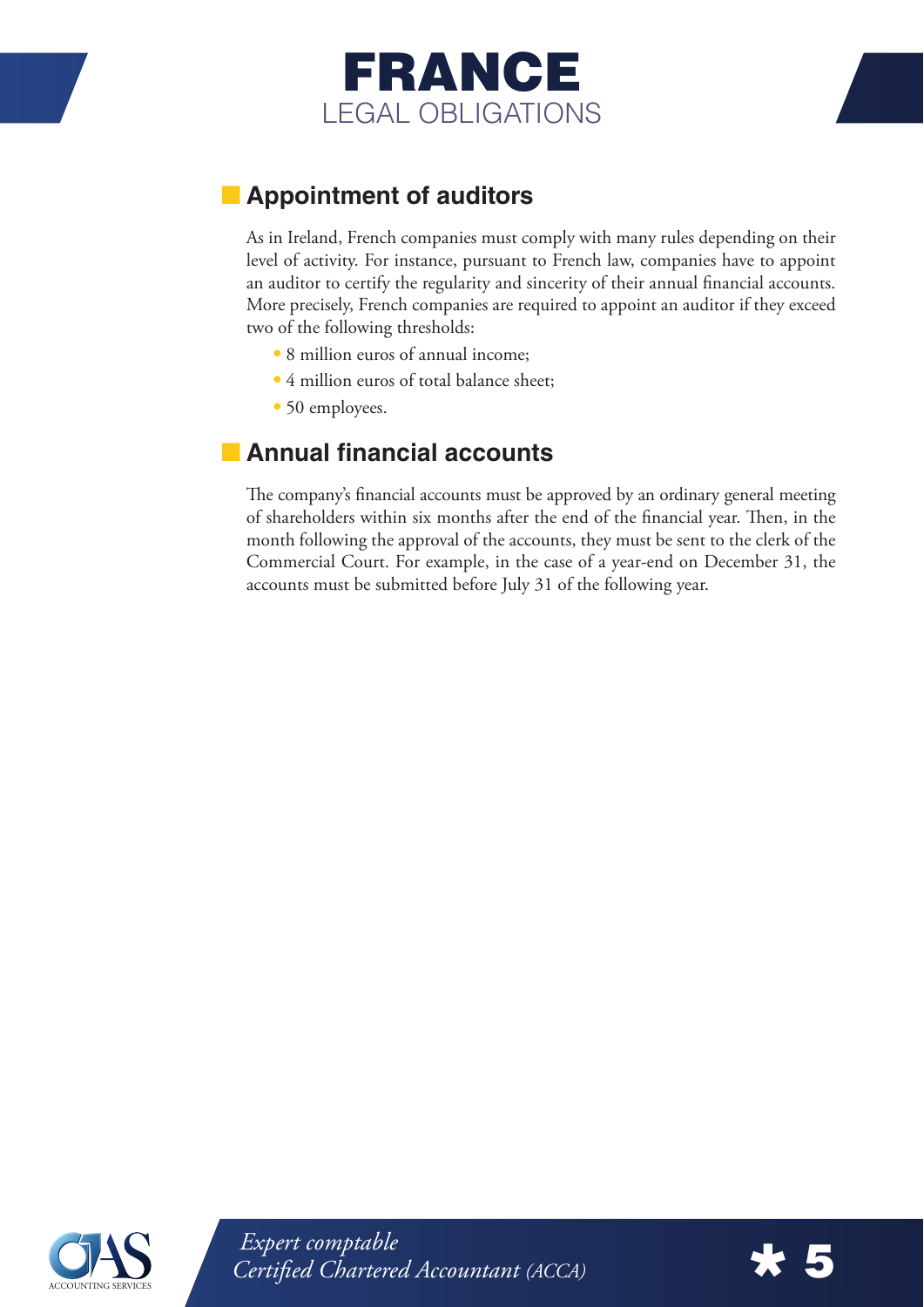# FRANCE
## LEGAL OBLIGATIONS

### Appointment of auditors

As in Ireland, French companies must comply with many rules depending on their level of activity. For instance, pursuant to French law, companies have to appoint an auditor to certify the regularity and sincerity of their annual financial accounts. More precisely, French companies are required to appoint an auditor if they exceed two of the following thresholds:

- 8 million euros of annual income;
- 4 million euros of total balance sheet;
- 50 employees.

### Annual financial accounts

The company's financial accounts must be approved by an ordinary general meeting of shareholders within six months after the end of the financial year. Then, in the month following the approval of the accounts, they must be sent to the clerk of the Commercial Court. For example, in the case of a year-end on December 31, the accounts must be submitted before July 31 of the following year.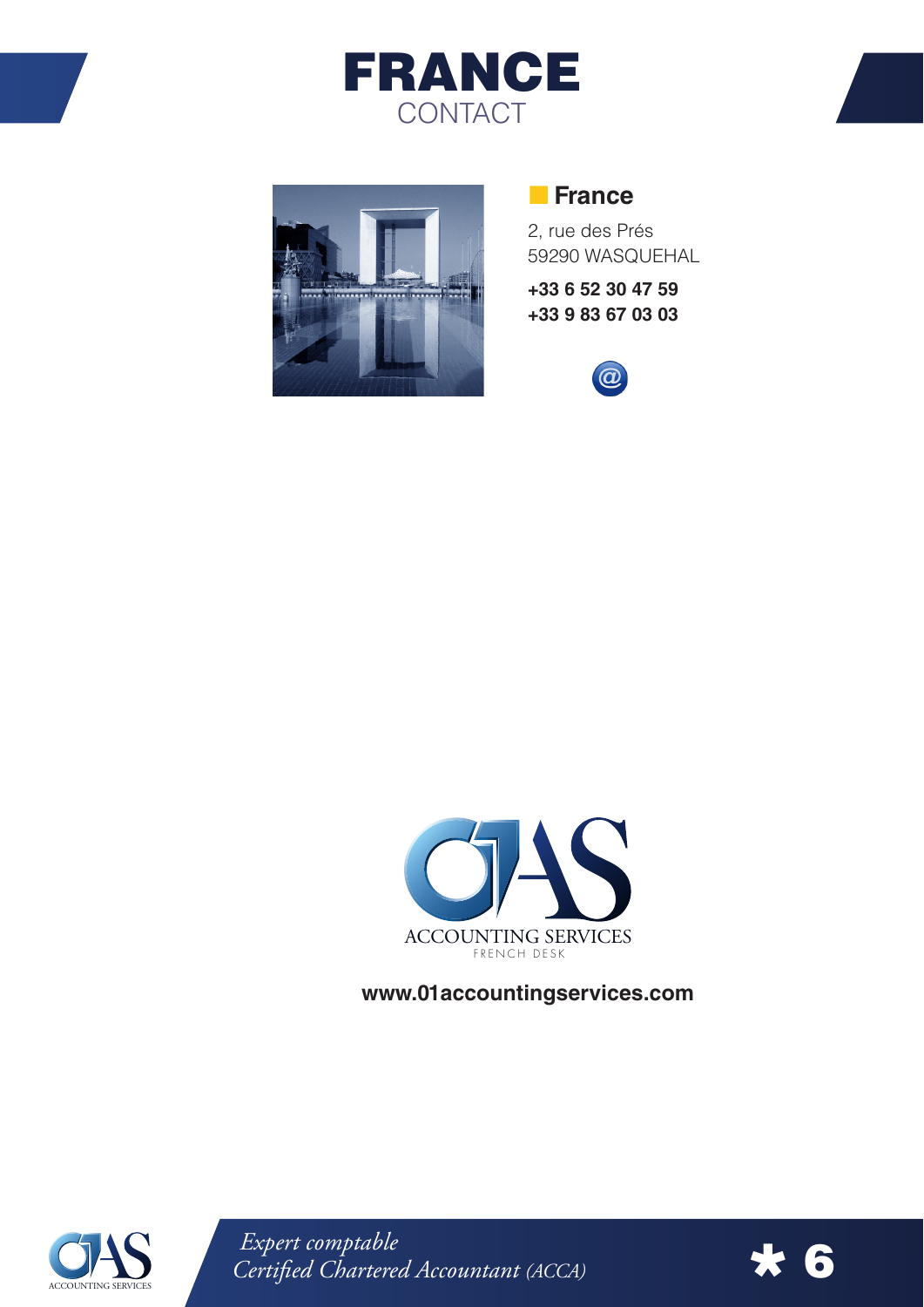# FRANCE
CONTACT

## France

2, rue des Prés
59290 WASQUEHAL

**+33 6 52 30 47 59**
**+33 9 83 67 03 03**

ACCOUNTING SERVICES
FRENCH DESK

**www.01accountingservices.com**

*Expert comptable*
*Certified Chartered Accountant (ACCA)*